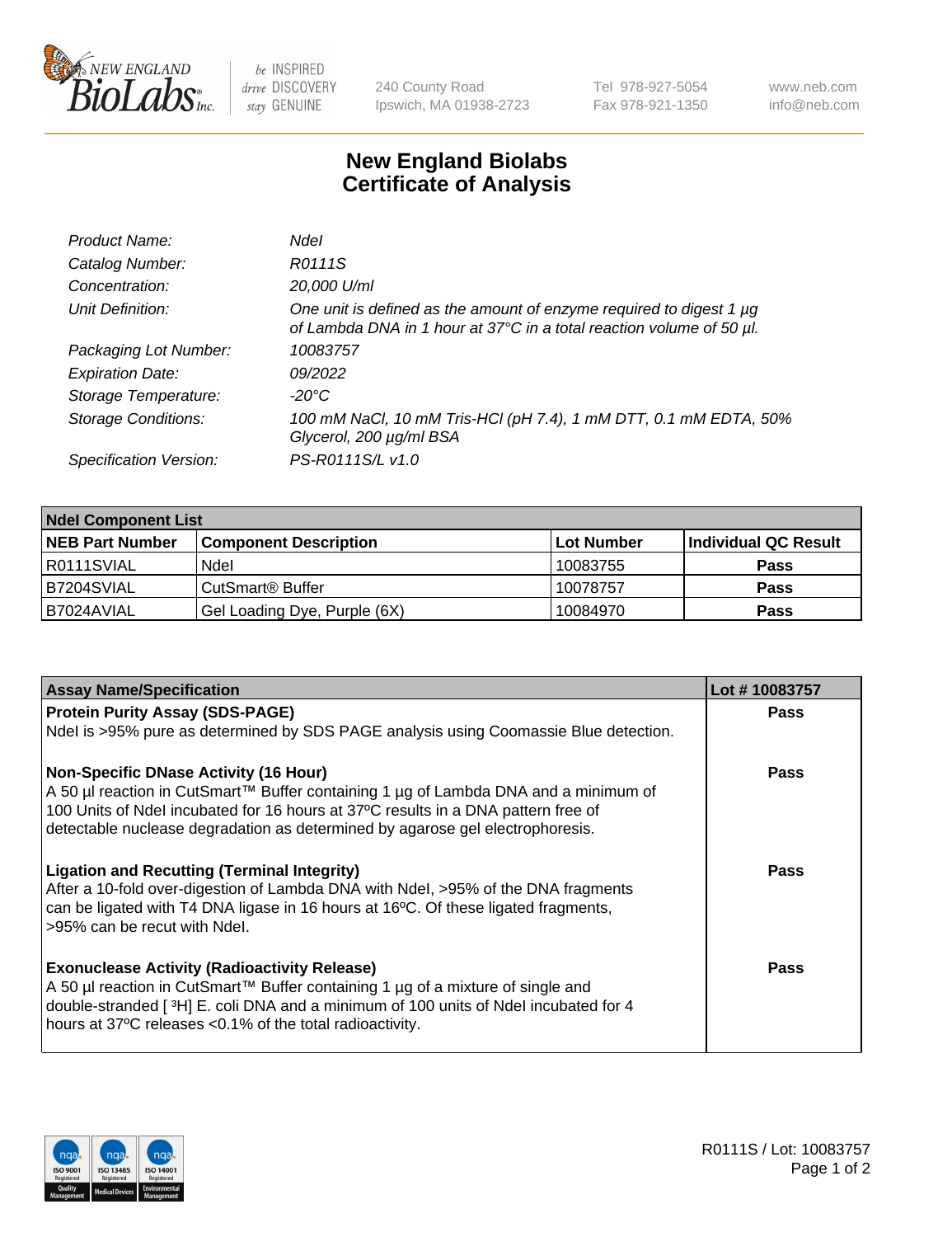# New England Biolabs Certificate of Analysis

| | |
|---|---|
| *Product Name:* | *NdeI* |
| *Catalog Number:* | *R0111S* |
| *Concentration:* | *20,000 U/ml* |
| *Unit Definition:* | *One unit is defined as the amount of enzyme required to digest 1 µg of Lambda DNA in 1 hour at 37°C in a total reaction volume of 50 µl.* |
| *Packaging Lot Number:* | *10083757* |
| *Expiration Date:* | *09/2022* |
| *Storage Temperature:* | *-20°C* |
| *Storage Conditions:* | *100 mM NaCl, 10 mM Tris-HCl (pH 7.4), 1 mM DTT, 0.1 mM EDTA, 50% Glycerol, 200 µg/ml BSA* |
| *Specification Version:* | *PS-R0111S/L v1.0* |

| NdeI Component List | | | |
|---|---|---|---|
| **NEB Part Number** | **Component Description** | **Lot Number** | **Individual QC Result** |
| R0111SVIAL | NdeI | 10083755 | **Pass** |
| B7204SVIAL | CutSmart® Buffer | 10078757 | **Pass** |
| B7024AVIAL | Gel Loading Dye, Purple (6X) | 10084970 | **Pass** |

| Assay Name/Specification | Lot # 10083757 |
|---|---|
| **Protein Purity Assay (SDS-PAGE)**<br>NdeI is >95% pure as determined by SDS PAGE analysis using Coomassie Blue detection. | **Pass** |
| **Non-Specific DNase Activity (16 Hour)**<br>A 50 µl reaction in CutSmart™ Buffer containing 1 µg of Lambda DNA and a minimum of 100 Units of NdeI incubated for 16 hours at 37ºC results in a DNA pattern free of detectable nuclease degradation as determined by agarose gel electrophoresis. | **Pass** |
| **Ligation and Recutting (Terminal Integrity)**<br>After a 10-fold over-digestion of Lambda DNA with NdeI, >95% of the DNA fragments can be ligated with T4 DNA ligase in 16 hours at 16ºC. Of these ligated fragments, >95% can be recut with NdeI. | **Pass** |
| **Exonuclease Activity (Radioactivity Release)**<br>A 50 µl reaction in CutSmart™ Buffer containing 1 µg of a mixture of single and double-stranded [ $^{3}$H] E. coli DNA and a minimum of 100 units of NdeI incubated for 4 hours at 37ºC releases <0.1% of the total radioactivity. | **Pass** |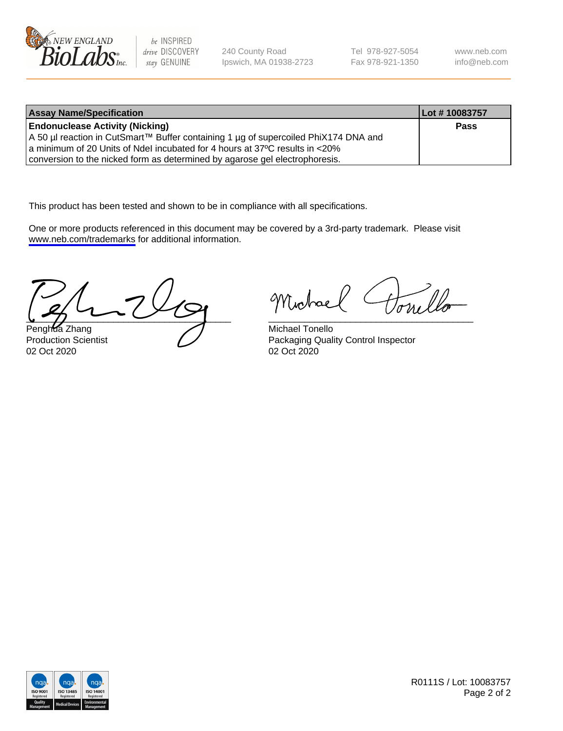NEW ENGLAND BioLabs Inc. — be INSPIRED drive DISCOVERY stay GENUINE

240 County Road
Ipswich, MA 01938-2723

Tel 978-927-5054
Fax 978-921-1350

www.neb.com
info@neb.com

| Assay Name/Specification | Lot # 10083757 |
|---|---|
| **Endonuclease Activity (Nicking)** A 50 µl reaction in CutSmart™ Buffer containing 1 µg of supercoiled PhiX174 DNA and a minimum of 20 Units of NdeI incubated for 4 hours at 37ºC results in <20% conversion to the nicked form as determined by agarose gel electrophoresis. | **Pass** |

This product has been tested and shown to be in compliance with all specifications.

One or more products referenced in this document may be covered by a 3rd-party trademark. Please visit www.neb.com/trademarks for additional information.

Penghua Zhang
Production Scientist
02 Oct 2020

Michael Tonello
Packaging Quality Control Inspector
02 Oct 2020

R0111S / Lot: 10083757